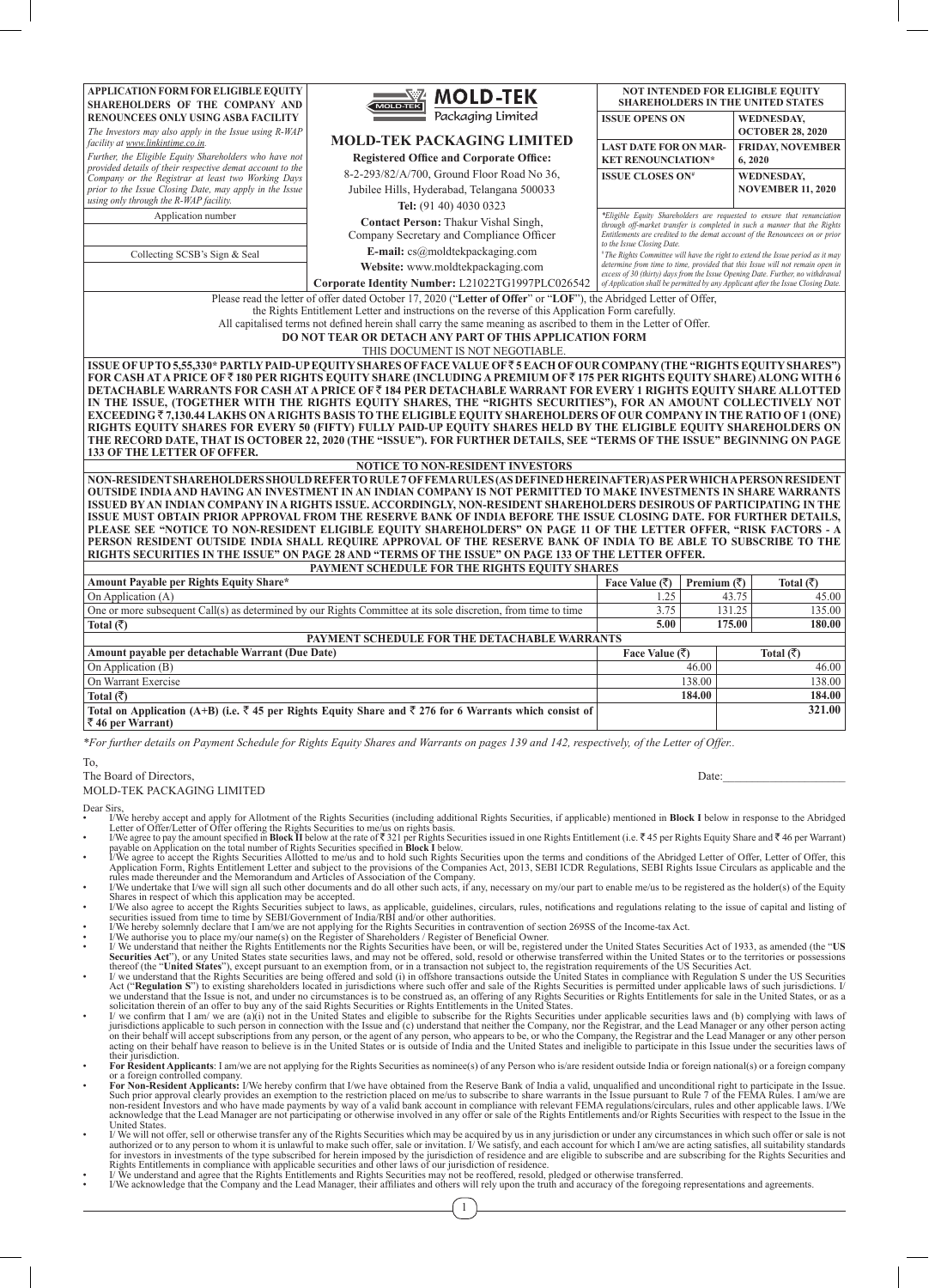**APPLICATION FORM FOR ELIGIBLE EQUITY SHAREHOLDERS OF THE COMPANY AND RENOUNCEES ONLY USING ASBA FACILITY**

*The Investors may also apply in the Issue using R-WAP facility at www.linkintime.co.in.*

*Further, the Eligible Equity Shareholders who have not provided details of their respective demat account to the Company or the Registrar at least two Working Days prior to the Issue Closing Date, may apply in the Issue using only through the R-WAP facility.*

| Application number |
|---|
| |

| Collecting SCSB's Sign & Seal |
|---|
| |

# MOLD-TEK Packaging Limited

## MOLD-TEK PACKAGING LIMITED

**Registered Office and Corporate Office:**
8-2-293/82/A/700, Ground Floor Road No 36,
Jubilee Hills, Hyderabad, Telangana 500033
**Tel:** (91 40) 4030 0323

**Contact Person:** Thakur Vishal Singh, Company Secretary and Compliance Officer
**E-mail:** cs@moldtekpackaging.com
**Website:** www.moldtekpackaging.com
**Corporate Identity Number:** L21022TG1997PLC026542

**NOT INTENDED FOR ELIGIBLE EQUITY SHAREHOLDERS IN THE UNITED STATES**

| | |
|---|---|
| **ISSUE OPENS ON** | **WEDNESDAY, OCTOBER 28, 2020** |
| **LAST DATE FOR ON MARKET RENOUNCIATION*** | **FRIDAY, NOVEMBER 6, 2020** |
| **ISSUE CLOSES ON#** | **WEDNESDAY, NOVEMBER 11, 2020** |

*\*Eligible Equity Shareholders are requested to ensure that renunciation through off-market transfer is completed in such a manner that the Rights Entitlements are credited to the demat account of the Renouncees on or prior to the Issue Closing Date.*

*#The Rights Committee will have the right to extend the Issue period as it may determine from time to time, provided that this Issue will not remain open in excess of 30 (thirty) days from the Issue Opening Date. Further, no withdrawal of Application shall be permitted by any Applicant after the Issue Closing Date.*

Please read the letter of offer dated October 17, 2020 ("**Letter of Offer**" or "**LOF**"), the Abridged Letter of Offer, the Rights Entitlement Letter and instructions on the reverse of this Application Form carefully.
All capitalised terms not defined herein shall carry the same meaning as ascribed to them in the Letter of Offer.
**DO NOT TEAR OR DETACH ANY PART OF THIS APPLICATION FORM**
THIS DOCUMENT IS NOT NEGOTIABLE.

**ISSUE OF UP TO 5,55,330\* PARTLY PAID-UP EQUITY SHARES OF FACE VALUE OF ₹ 5 EACH OF OUR COMPANY (THE "RIGHTS EQUITY SHARES") FOR CASH AT A PRICE OF ₹ 180 PER RIGHTS EQUITY SHARE (INCLUDING A PREMIUM OF ₹ 175 PER RIGHTS EQUITY SHARE) ALONG WITH 6 DETACHABLE WARRANTS FOR CASH AT A PRICE OF ₹ 184 PER DETACHABLE WARRANT FOR EVERY 1 RIGHTS EQUITY SHARE ALLOTTED IN THE ISSUE, (TOGETHER WITH THE RIGHTS EQUITY SHARES, THE "RIGHTS SECURITIES"), FOR AN AMOUNT COLLECTIVELY NOT EXCEEDING ₹ 7,130.44 LAKHS ON A RIGHTS BASIS TO THE ELIGIBLE EQUITY SHAREHOLDERS OF OUR COMPANY IN THE RATIO OF 1 (ONE) RIGHTS EQUITY SHARES FOR EVERY 50 (FIFTY) FULLY PAID-UP EQUITY SHARES HELD BY THE ELIGIBLE EQUITY SHAREHOLDERS ON THE RECORD DATE, THAT IS OCTOBER 22, 2020 (THE "ISSUE"). FOR FURTHER DETAILS, SEE "TERMS OF THE ISSUE" BEGINNING ON PAGE 133 OF THE LETTER OF OFFER.**

**NOTICE TO NON-RESIDENT INVESTORS**

**NON-RESIDENT SHAREHOLDERS SHOULD REFER TO RULE 7 OF FEMA RULES (AS DEFINED HEREINAFTER) AS PER WHICH A PERSON RESIDENT OUTSIDE INDIA AND HAVING AN INVESTMENT IN AN INDIAN COMPANY IS NOT PERMITTED TO MAKE INVESTMENTS IN SHARE WARRANTS ISSUED BY AN INDIAN COMPANY IN A RIGHTS ISSUE. ACCORDINGLY, NON-RESIDENT SHAREHOLDERS DESIROUS OF PARTICIPATING IN THE ISSUE MUST OBTAIN PRIOR APPROVAL FROM THE RESERVE BANK OF INDIA BEFORE THE ISSUE CLOSING DATE. FOR FURTHER DETAILS, PLEASE SEE "NOTICE TO NON-RESIDENT ELIGIBLE EQUITY SHAREHOLDERS" ON PAGE 11 OF THE LETTER OFFER, "RISK FACTORS - A PERSON RESIDENT OUTSIDE INDIA SHALL REQUIRE APPROVAL OF THE RESERVE BANK OF INDIA TO BE ABLE TO SUBSCRIBE TO THE RIGHTS SECURITIES IN THE ISSUE" ON PAGE 28 AND "TERMS OF THE ISSUE" ON PAGE 133 OF THE LETTER OFFER.**

**PAYMENT SCHEDULE FOR THE RIGHTS EQUITY SHARES**

| Amount Payable per Rights Equity Share* | Face Value (₹) | Premium (₹) | Total (₹) |
|---|---|---|---|
| On Application (A) | 1.25 | 43.75 | 45.00 |
| One or more subsequent Call(s) as determined by our Rights Committee at its sole discretion, from time to time | 3.75 | 131.25 | 135.00 |
| **Total (₹)** | **5.00** | **175.00** | **180.00** |

**PAYMENT SCHEDULE FOR THE DETACHABLE WARRANTS**

| Amount payable per detachable Warrant (Due Date) | Face Value (₹) | Total (₹) |
|---|---|---|
| On Application (B) | 46.00 | 46.00 |
| On Warrant Exercise | 138.00 | 138.00 |
| **Total (₹)** | **184.00** | **184.00** |
| **Total on Application (A+B) (i.e. ₹ 45 per Rights Equity Share and ₹ 276 for 6 Warrants which consist of ₹ 46 per Warrant)** | | **321.00** |

*\*For further details on Payment Schedule for Rights Equity Shares and Warrants on pages 139 and 142, respectively, of the Letter of Offer..*

To,
The Board of Directors,
MOLD-TEK PACKAGING LIMITED

Date:____________________

Dear Sirs,

- I/We hereby accept and apply for Allotment of the Rights Securities (including additional Rights Securities, if applicable) mentioned in **Block I** below in response to the Abridged Letter of Offer/Letter of Offer offering the Rights Securities to me/us on rights basis.
- I/We agree to pay the amount specified in **Block II** below at the rate of ₹ 321 per Rights Securities issued in one Rights Entitlement (i.e. ₹ 45 per Rights Equity Share and ₹ 46 per Warrant) payable on Application on the total number of Rights Securities specified in **Block I** below.
- I/We agree to accept the Rights Securities Allotted to me/us and to hold such Rights Securities upon the terms and conditions of the Abridged Letter of Offer, Letter of Offer, this Application Form, Rights Entitlement Letter and subject to the provisions of the Companies Act, 2013, SEBI ICDR Regulations, SEBI Rights Issue Circulars as applicable and the rules made thereunder and the Memorandum and Articles of Association of the Company.
- I/We undertake that I/we will sign all such other documents and do all other such acts, if any, necessary on my/our part to enable me/us to be registered as the holder(s) of the Equity Shares in respect of which this application may be accepted.
- I/We also agree to accept the Rights Securities subject to laws, as applicable, guidelines, circulars, rules, notifications and regulations relating to the issue of capital and listing of securities issued from time to time by SEBI/Government of India/RBI and/or other authorities.
- I/We hereby solemnly declare that I am/we are not applying for the Rights Securities in contravention of section 269SS of the Income-tax Act.
- I/We authorise you to place my/our name(s) on the Register of Shareholders / Register of Beneficial Owner.
- I/ We understand that neither the Rights Entitlements nor the Rights Securities have been, or will be, registered under the United States Securities Act of 1933, as amended (the "**US Securities Act**"), or any United States state securities laws, and may not be offered, sold, resold or otherwise transferred within the United States or to the territories or possessions thereof (the "**United States**"), except pursuant to an exemption from, or in a transaction not subject to, the registration requirements of the US Securities Act.
- I/ we understand that the Rights Securities are being offered and sold (i) in offshore transactions outside the United States in compliance with Regulation S under the US Securities Act ("**Regulation S**") to existing shareholders located in jurisdictions where such offer and sale of the Rights Securities is permitted under applicable laws of such jurisdictions. I/ we understand that the Issue is not, and under no circumstances is to be construed as, an offering of any Rights Securities or Rights Entitlements for sale in the United States, or as a solicitation therein of an offer to buy any of the said Rights Securities or Rights Entitlements in the United States.
- I/ we confirm that I am/ we are (a)(i) not in the United States and eligible to subscribe for the Rights Securities under applicable securities laws and (b) complying with laws of jurisdictions applicable to such person in connection with the Issue and (c) understand that neither the Company, nor the Registrar, and the Lead Manager or any other person acting on their behalf will accept subscriptions from any person, or the agent of any person, who appears to be, or who the Company, the Registrar and the Lead Manager or any other person acting on their behalf have reason to believe is in the United States or is outside of India and the United States and ineligible to participate in this Issue under the securities laws of their jurisdiction.
- **For Resident Applicants**: I am/we are not applying for the Rights Securities as nominee(s) of any Person who is/are resident outside India or foreign national(s) or a foreign company or a foreign controlled company.
- **For Non-Resident Applicants:** I/We hereby confirm that I/we have obtained from the Reserve Bank of India a valid, unqualified and unconditional right to participate in the Issue. Such prior approval clearly provides an exemption to the restriction placed on me/us to subscribe to share warrants in the Issue pursuant to Rule 7 of the FEMA Rules. I am/we are non-resident Investors and who have made payments by way of a valid bank account in compliance with relevant FEMA regulations/circulars, rules and other applicable laws. I/We acknowledge that the Lead Manager are not participating or otherwise involved in any offer or sale of the Rights Entitlements and/or Rights Securities with respect to the Issue in the United States.
- I/ We will not offer, sell or otherwise transfer any of the Rights Securities which may be acquired by us in any jurisdiction or under any circumstances in which such offer or sale is not authorized or to any person to whom it is unlawful to make such offer, sale or invitation. I/ We satisfy, and each account for which I am/we are acting satisfies, all suitability standards for investors in investments of the type subscribed for herein imposed by the jurisdiction of residence and are eligible to subscribe and are subscribing for the Rights Securities and Rights Entitlements in compliance with applicable securities and other laws of our jurisdiction of residence.
- I/ We understand and agree that the Rights Entitlements and Rights Securities may not be reoffered, resold, pledged or otherwise transferred.
- I/We acknowledge that the Company and the Lead Manager, their affiliates and others will rely upon the truth and accuracy of the foregoing representations and agreements.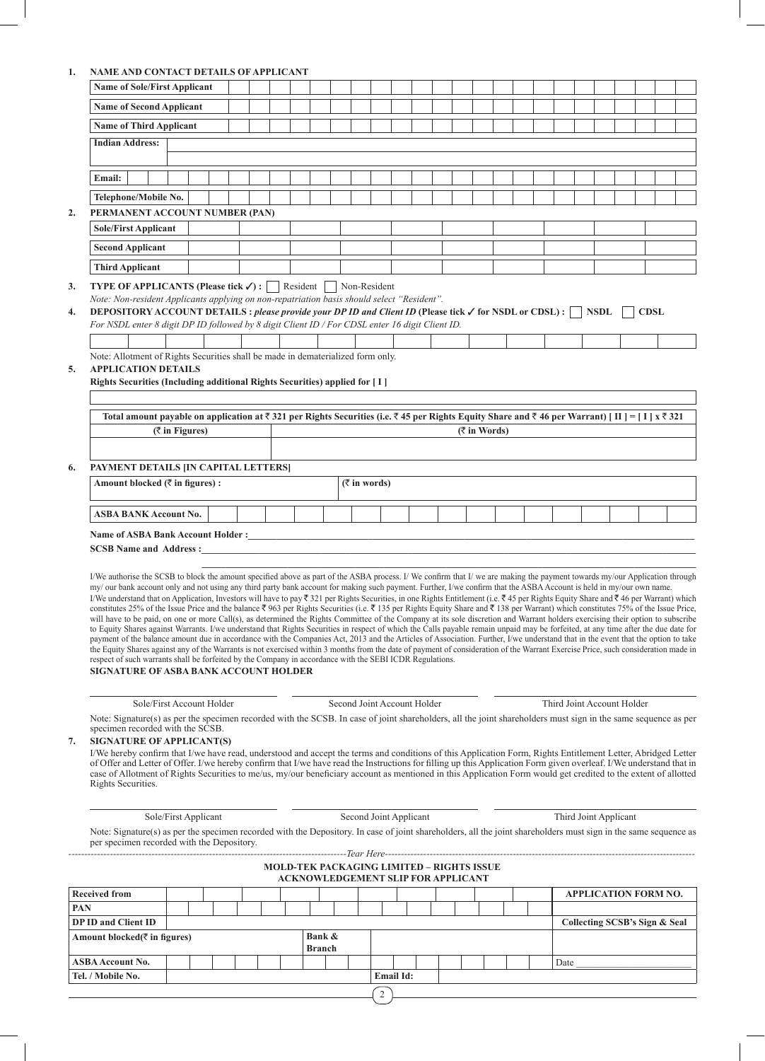1. **NAME AND CONTACT DETAILS OF APPLICANT**

| | |
|---|---|
| **Name of Sole/First Applicant** | |
| **Name of Second Applicant** | |
| **Name of Third Applicant** | |
| **Indian Address:** | |
| **Email:** | |
| **Telephone/Mobile No.** | |

2. **PERMANENT ACCOUNT NUMBER (PAN)**

| | |
|---|---|
| **Sole/First Applicant** | |
| **Second Applicant** | |
| **Third Applicant** | |

3. **TYPE OF APPLICANTS (Please tick ✓) :** ☐ Resident ☐ Non-Resident

*Note: Non-resident Applicants applying on non-repatriation basis should select "Resident".*

4. **DEPOSITORY ACCOUNT DETAILS :** ***please provide your DP ID and Client ID*** **(Please tick ✓ for NSDL or CDSL) :** ☐ **NSDL** ☐ **CDSL**

*For NSDL enter 8 digit DP ID followed by 8 digit Client ID / For CDSL enter 16 digit Client ID.*

Note: Allotment of Rights Securities shall be made in dematerialized form only.

5. **APPLICATION DETAILS**

**Rights Securities (Including additional Rights Securities) applied for [ I ]**

| **Total amount payable on application at ₹ 321 per Rights Securities (i.e. ₹ 45 per Rights Equity Share and ₹ 46 per Warrant) [ II ] = [ I ] x ₹ 321** | |
|---|---|
| **(₹ in Figures)** | **(₹ in Words)** |
| | |

6. **PAYMENT DETAILS [IN CAPITAL LETTERS]**

| | |
|---|---|
| **Amount blocked (₹ in figures) :** | **(₹ in words)** |
| **ASBA BANK Account No.** | |

**Name of ASBA Bank Account Holder :**\_\_\_\_\_\_\_\_\_\_\_\_\_\_\_\_\_\_\_\_\_\_\_\_\_\_\_\_\_\_\_\_\_\_\_\_\_\_\_\_

**SCSB Name and Address :**\_\_\_\_\_\_\_\_\_\_\_\_\_\_\_\_\_\_\_\_\_\_\_\_\_\_\_\_\_\_\_\_\_\_\_\_\_\_\_\_

I/We authorise the SCSB to block the amount specified above as part of the ASBA process. I/ We confirm that I/ we are making the payment towards my/our Application through my/ our bank account only and not using any third party bank account for making such payment. Further, I/we confirm that the ASBA Account is held in my/our own name.

I/We understand that on Application, Investors will have to pay ₹ 321 per Rights Securities, in one Rights Entitlement (i.e. ₹ 45 per Rights Equity Share and ₹ 46 per Warrant) which constitutes 25% of the Issue Price and the balance ₹ 963 per Rights Securities (i.e. ₹ 135 per Rights Equity Share and ₹ 138 per Warrant) which constitutes 75% of the Issue Price, will have to be paid, on one or more Call(s), as determined the Rights Committee of the Company at its sole discretion and Warrant holders exercising their option to subscribe to Equity Shares against Warrants. I/we understand that Rights Securities in respect of which the Calls payable remain unpaid may be forfeited, at any time after the due date for payment of the balance amount due in accordance with the Companies Act, 2013 and the Articles of Association. Further, I/we understand that in the event that the option to take the Equity Shares against any of the Warrants is not exercised within 3 months from the date of payment of consideration of the Warrant Exercise Price, such consideration made in respect of such warrants shall be forfeited by the Company in accordance with the SEBI ICDR Regulations.

**SIGNATURE OF ASBA BANK ACCOUNT HOLDER**

| Sole/First Account Holder | Second Joint Account Holder | Third Joint Account Holder |
|---|---|---|

Note: Signature(s) as per the specimen recorded with the SCSB. In case of joint shareholders, all the joint shareholders must sign in the same sequence as per specimen recorded with the SCSB.

7. **SIGNATURE OF APPLICANT(S)**

I/We hereby confirm that I/we have read, understood and accept the terms and conditions of this Application Form, Rights Entitlement Letter, Abridged Letter of Offer and Letter of Offer. I/we hereby confirm that I/we have read the Instructions for filling up this Application Form given overleaf. I/We understand that in case of Allotment of Rights Securities to me/us, my/our beneficiary account as mentioned in this Application Form would get credited to the extent of allotted Rights Securities.

| Sole/First Applicant | Second Joint Applicant | Third Joint Applicant |
|---|---|---|

Note: Signature(s) as per the specimen recorded with the Depository. In case of joint shareholders, all the joint shareholders must sign in the same sequence as per specimen recorded with the Depository.

-----------------------------------------------------*Tear Here*-----------------------------------------------------

**MOLD-TEK PACKAGING LIMITED – RIGHTS ISSUE**
**ACKNOWLEDGEMENT SLIP FOR APPLICANT**

| | | | | |
|---|---|---|---|---|
| **Received from** | | | | **APPLICATION FORM NO.** |
| **PAN** | | | | |
| **DP ID and Client ID** | | | | **Collecting SCSB's Sign & Seal** |
| **Amount blocked(₹ in figures)** | | **Bank & Branch** | | |
| **ASBA Account No.** | | | | Date \_\_\_\_\_\_\_\_\_\_\_\_ |
| **Tel. / Mobile No.** | | **Email Id:** | | |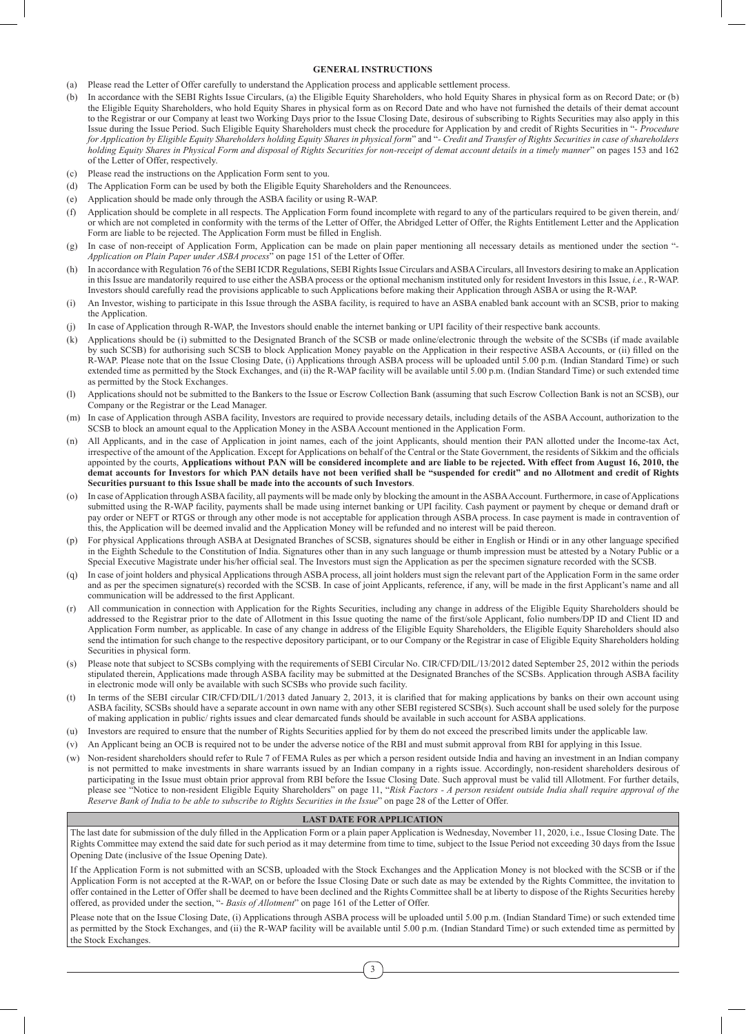## GENERAL INSTRUCTIONS

(a) Please read the Letter of Offer carefully to understand the Application process and applicable settlement process.

(b) In accordance with the SEBI Rights Issue Circulars, (a) the Eligible Equity Shareholders, who hold Equity Shares in physical form as on Record Date; or (b) the Eligible Equity Shareholders, who hold Equity Shares in physical form as on Record Date and who have not furnished the details of their demat account to the Registrar or our Company at least two Working Days prior to the Issue Closing Date, desirous of subscribing to Rights Securities may also apply in this Issue during the Issue Period. Such Eligible Equity Shareholders must check the procedure for Application by and credit of Rights Securities in "*- Procedure for Application by Eligible Equity Shareholders holding Equity Shares in physical form*" and "*- Credit and Transfer of Rights Securities in case of shareholders holding Equity Shares in Physical Form and disposal of Rights Securities for non-receipt of demat account details in a timely manner*" on pages 153 and 162 of the Letter of Offer, respectively.

(c) Please read the instructions on the Application Form sent to you.

(d) The Application Form can be used by both the Eligible Equity Shareholders and the Renouncees.

(e) Application should be made only through the ASBA facility or using R-WAP.

(f) Application should be complete in all respects. The Application Form found incomplete with regard to any of the particulars required to be given therein, and/or which are not completed in conformity with the terms of the Letter of Offer, the Abridged Letter of Offer, the Rights Entitlement Letter and the Application Form are liable to be rejected. The Application Form must be filled in English.

(g) In case of non-receipt of Application Form, Application can be made on plain paper mentioning all necessary details as mentioned under the section "*- Application on Plain Paper under ASBA process*" on page 151 of the Letter of Offer.

(h) In accordance with Regulation 76 of the SEBI ICDR Regulations, SEBI Rights Issue Circulars and ASBA Circulars, all Investors desiring to make an Application in this Issue are mandatorily required to use either the ASBA process or the optional mechanism instituted only for resident Investors in this Issue, *i.e.*, R-WAP. Investors should carefully read the provisions applicable to such Applications before making their Application through ASBA or using the R-WAP.

(i) An Investor, wishing to participate in this Issue through the ASBA facility, is required to have an ASBA enabled bank account with an SCSB, prior to making the Application.

(j) In case of Application through R-WAP, the Investors should enable the internet banking or UPI facility of their respective bank accounts.

(k) Applications should be (i) submitted to the Designated Branch of the SCSB or made online/electronic through the website of the SCSBs (if made available by such SCSB) for authorising such SCSB to block Application Money payable on the Application in their respective ASBA Accounts, or (ii) filled on the R-WAP. Please note that on the Issue Closing Date, (i) Applications through ASBA process will be uploaded until 5.00 p.m. (Indian Standard Time) or such extended time as permitted by the Stock Exchanges, and (ii) the R-WAP facility will be available until 5.00 p.m. (Indian Standard Time) or such extended time as permitted by the Stock Exchanges.

(l) Applications should not be submitted to the Bankers to the Issue or Escrow Collection Bank (assuming that such Escrow Collection Bank is not an SCSB), our Company or the Registrar or the Lead Manager.

(m) In case of Application through ASBA facility, Investors are required to provide necessary details, including details of the ASBA Account, authorization to the SCSB to block an amount equal to the Application Money in the ASBA Account mentioned in the Application Form.

(n) All Applicants, and in the case of Application in joint names, each of the joint Applicants, should mention their PAN allotted under the Income-tax Act, irrespective of the amount of the Application. Except for Applications on behalf of the Central or the State Government, the residents of Sikkim and the officials appointed by the courts, **Applications without PAN will be considered incomplete and are liable to be rejected. With effect from August 16, 2010, the demat accounts for Investors for which PAN details have not been verified shall be "suspended for credit" and no Allotment and credit of Rights Securities pursuant to this Issue shall be made into the accounts of such Investors**.

(o) In case of Application through ASBA facility, all payments will be made only by blocking the amount in the ASBA Account. Furthermore, in case of Applications submitted using the R-WAP facility, payments shall be made using internet banking or UPI facility. Cash payment or payment by cheque or demand draft or pay order or NEFT or RTGS or through any other mode is not acceptable for application through ASBA process. In case payment is made in contravention of this, the Application will be deemed invalid and the Application Money will be refunded and no interest will be paid thereon.

(p) For physical Applications through ASBA at Designated Branches of SCSB, signatures should be either in English or Hindi or in any other language specified in the Eighth Schedule to the Constitution of India. Signatures other than in any such language or thumb impression must be attested by a Notary Public or a Special Executive Magistrate under his/her official seal. The Investors must sign the Application as per the specimen signature recorded with the SCSB.

(q) In case of joint holders and physical Applications through ASBA process, all joint holders must sign the relevant part of the Application Form in the same order and as per the specimen signature(s) recorded with the SCSB. In case of joint Applicants, reference, if any, will be made in the first Applicant's name and all communication will be addressed to the first Applicant.

(r) All communication in connection with Application for the Rights Securities, including any change in address of the Eligible Equity Shareholders should be addressed to the Registrar prior to the date of Allotment in this Issue quoting the name of the first/sole Applicant, folio numbers/DP ID and Client ID and Application Form number, as applicable. In case of any change in address of the Eligible Equity Shareholders, the Eligible Equity Shareholders should also send the intimation for such change to the respective depository participant, or to our Company or the Registrar in case of Eligible Equity Shareholders holding Securities in physical form.

(s) Please note that subject to SCSBs complying with the requirements of SEBI Circular No. CIR/CFD/DIL/13/2012 dated September 25, 2012 within the periods stipulated therein, Applications made through ASBA facility may be submitted at the Designated Branches of the SCSBs. Application through ASBA facility in electronic mode will only be available with such SCSBs who provide such facility.

(t) In terms of the SEBI circular CIR/CFD/DIL/1/2013 dated January 2, 2013, it is clarified that for making applications by banks on their own account using ASBA facility, SCSBs should have a separate account in own name with any other SEBI registered SCSB(s). Such account shall be used solely for the purpose of making application in public/ rights issues and clear demarcated funds should be available in such account for ASBA applications.

(u) Investors are required to ensure that the number of Rights Securities applied for by them do not exceed the prescribed limits under the applicable law.

(v) An Applicant being an OCB is required not to be under the adverse notice of the RBI and must submit approval from RBI for applying in this Issue.

(w) Non-resident shareholders should refer to Rule 7 of FEMA Rules as per which a person resident outside India and having an investment in an Indian company is not permitted to make investments in share warrants issued by an Indian company in a rights issue. Accordingly, non-resident shareholders desirous of participating in the Issue must obtain prior approval from RBI before the Issue Closing Date. Such approval must be valid till Allotment. For further details, please see "Notice to non-resident Eligible Equity Shareholders" on page 11, "*Risk Factors - A person resident outside India shall require approval of the Reserve Bank of India to be able to subscribe to Rights Securities in the Issue*" on page 28 of the Letter of Offer.

## LAST DATE FOR APPLICATION

The last date for submission of the duly filled in the Application Form or a plain paper Application is Wednesday, November 11, 2020, i.e., Issue Closing Date. The Rights Committee may extend the said date for such period as it may determine from time to time, subject to the Issue Period not exceeding 30 days from the Issue Opening Date (inclusive of the Issue Opening Date).

If the Application Form is not submitted with an SCSB, uploaded with the Stock Exchanges and the Application Money is not blocked with the SCSB or if the Application Form is not accepted at the R-WAP, on or before the Issue Closing Date or such date as may be extended by the Rights Committee, the invitation to offer contained in the Letter of Offer shall be deemed to have been declined and the Rights Committee shall be at liberty to dispose of the Rights Securities hereby offered, as provided under the section, "*- Basis of Allotment*" on page 161 of the Letter of Offer.

Please note that on the Issue Closing Date, (i) Applications through ASBA process will be uploaded until 5.00 p.m. (Indian Standard Time) or such extended time as permitted by the Stock Exchanges, and (ii) the R-WAP facility will be available until 5.00 p.m. (Indian Standard Time) or such extended time as permitted by the Stock Exchanges.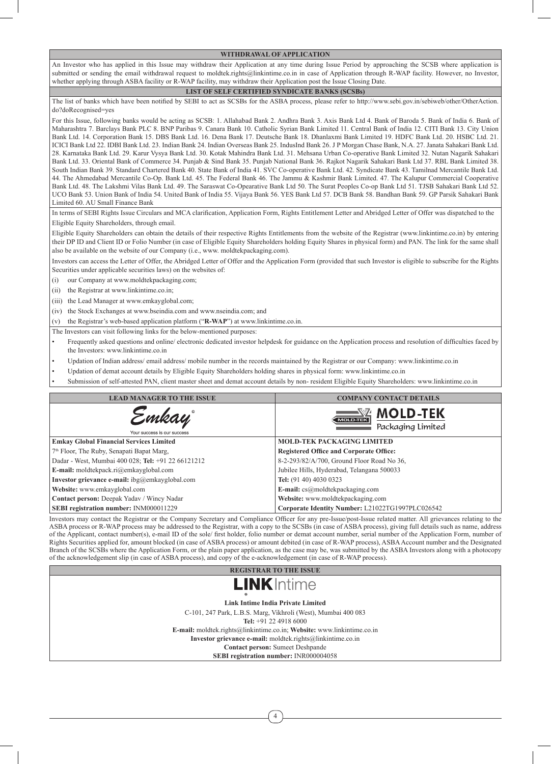## WITHDRAWAL OF APPLICATION

An Investor who has applied in this Issue may withdraw their Application at any time during Issue Period by approaching the SCSB where application is submitted or sending the email withdrawal request to moldtek.rights@linkintime.co.in in case of Application through R-WAP facility. However, no Investor, whether applying through ASBA facility or R-WAP facility, may withdraw their Application post the Issue Closing Date.

## LIST OF SELF CERTIFIED SYNDICATE BANKS (SCSBs)

The list of banks which have been notified by SEBI to act as SCSBs for the ASBA process, please refer to http://www.sebi.gov.in/sebiweb/other/OtherAction.do?doRecognised=yes

For this Issue, following banks would be acting as SCSB: 1. Allahabad Bank 2. Andhra Bank 3. Axis Bank Ltd 4. Bank of Baroda 5. Bank of India 6. Bank of Maharashtra 7. Barclays Bank PLC 8. BNP Paribas 9. Canara Bank 10. Catholic Syrian Bank Limited 11. Central Bank of India 12. CITI Bank 13. City Union Bank Ltd. 14. Corporation Bank 15. DBS Bank Ltd. 16. Dena Bank 17. Deutsche Bank 18. Dhanlaxmi Bank Limited 19. HDFC Bank Ltd. 20. HSBC Ltd. 21. ICICI Bank Ltd 22. IDBI Bank Ltd. 23. Indian Bank 24. Indian Overseas Bank 25. IndusInd Bank 26. J P Morgan Chase Bank, N.A. 27. Janata Sahakari Bank Ltd. 28. Karnataka Bank Ltd. 29. Karur Vysya Bank Ltd. 30. Kotak Mahindra Bank Ltd. 31. Mehsana Urban Co-operative Bank Limited 32. Nutan Nagarik Sahakari Bank Ltd. 33. Oriental Bank of Commerce 34. Punjab & Sind Bank 35. Punjab National Bank 36. Rajkot Nagarik Sahakari Bank Ltd 37. RBL Bank Limited 38. South Indian Bank 39. Standard Chartered Bank 40. State Bank of India 41. SVC Co-operative Bank Ltd. 42. Syndicate Bank 43. Tamilnad Mercantile Bank Ltd. 44. The Ahmedabad Mercantile Co-Op. Bank Ltd. 45. The Federal Bank 46. The Jammu & Kashmir Bank Limited. 47. The Kalupur Commercial Cooperative Bank Ltd. 48. The Lakshmi Vilas Bank Ltd. 49. The Saraswat Co-Opearative Bank Ltd 50. The Surat Peoples Co-op Bank Ltd 51. TJSB Sahakari Bank Ltd 52. UCO Bank 53. Union Bank of India 54. United Bank of India 55. Vijaya Bank 56. YES Bank Ltd 57. DCB Bank 58. Bandhan Bank 59. GP Parsik Sahakari Bank Limited 60. AU Small Finance Bank

In terms of SEBI Rights Issue Circulars and MCA clarification, Application Form, Rights Entitlement Letter and Abridged Letter of Offer was dispatched to the Eligible Equity Shareholders, through email.

Eligible Equity Shareholders can obtain the details of their respective Rights Entitlements from the website of the Registrar (www.linkintime.co.in) by entering their DP ID and Client ID or Folio Number (in case of Eligible Equity Shareholders holding Equity Shares in physical form) and PAN. The link for the same shall also be available on the website of our Company (i.e., www. moldtekpackaging.com).

Investors can access the Letter of Offer, the Abridged Letter of Offer and the Application Form (provided that such Investor is eligible to subscribe for the Rights Securities under applicable securities laws) on the websites of:

(i) our Company at www.moldtekpackaging.com;
(ii) the Registrar at www.linkintime.co.in;
(iii) the Lead Manager at www.emkayglobal.com;
(iv) the Stock Exchanges at www.bseindia.com and www.nseindia.com; and
(v) the Registrar's web-based application platform ("**R-WAP**") at www.linkintime.co.in.

The Investors can visit following links for the below-mentioned purposes:

- Frequently asked questions and online/ electronic dedicated investor helpdesk for guidance on the Application process and resolution of difficulties faced by the Investors: www.linkintime.co.in
- Updation of Indian address/ email address/ mobile number in the records maintained by the Registrar or our Company: www.linkintime.co.in
- Updation of demat account details by Eligible Equity Shareholders holding shares in physical form: www.linkintime.co.in
- Submission of self-attested PAN, client master sheet and demat account details by non- resident Eligible Equity Shareholders: www.linkintime.co.in

| LEAD MANAGER TO THE ISSUE | COMPANY CONTACT DETAILS |
|---|---|
| Emkay® Your success is our success | MOLD-TEK Packaging Limited |
| **Emkay Global Financial Services Limited** | **MOLD-TEK PACKAGING LIMITED** |
| 7th Floor, The Ruby, Senapati Bapat Marg, | **Registered Office and Corporate Office:** |
| Dadar - West, Mumbai 400 028; **Tel:** +91 22 66121212 | 8-2-293/82/A/700, Ground Floor Road No 36, |
| **E-mail:** moldtekpack.ri@emkayglobal.com | Jubilee Hills, Hyderabad, Telangana 500033 |
| **Investor grievance e-mail:** ibg@emkayglobal.com | **Tel:** (91 40) 4030 0323 |
| **Website:** www.emkayglobal.com | **E-mail:** cs@moldtekpackaging.com |
| **Contact person:** Deepak Yadav / Wincy Nadar | **Website:** www.moldtekpackaging.com |
| **SEBI registration number:** INM000011229 | **Corporate Identity Number:** L21022TG1997PLC026542 |

Investors may contact the Registrar or the Company Secretary and Compliance Officer for any pre-Issue/post-Issue related matter. All grievances relating to the ASBA process or R-WAP process may be addressed to the Registrar, with a copy to the SCSBs (in case of ASBA process), giving full details such as name, address of the Applicant, contact number(s), e-mail ID of the sole/ first holder, folio number or demat account number, serial number of the Application Form, number of Rights Securities applied for, amount blocked (in case of ASBA process) or amount debited (in case of R-WAP process), ASBA Account number and the Designated Branch of the SCSBs where the Application Form, or the plain paper application, as the case may be, was submitted by the ASBA Investors along with a photocopy of the acknowledgement slip (in case of ASBA process), and copy of the e-acknowledgement (in case of R-WAP process).

## REGISTRAR TO THE ISSUE

LINKIntime

**Link Intime India Private Limited**
C-101, 247 Park, L.B.S. Marg, Vikhroli (West), Mumbai 400 083
**Tel:** +91 22 4918 6000
**E-mail:** moldtek.rights@linkintime.co.in; **Website:** www.linkintime.co.in
**Investor grievance e-mail:** moldtek.rights@linkintime.co.in
**Contact person:** Sumeet Deshpande
**SEBI registration number:** INR000004058